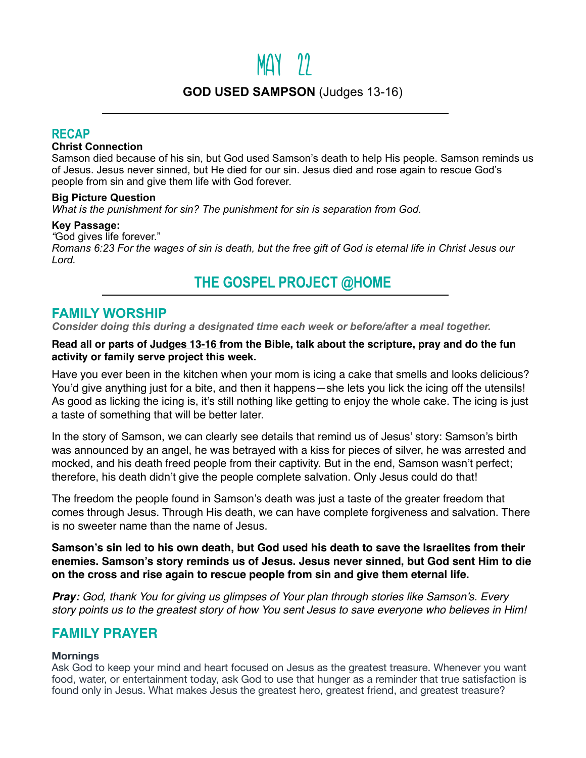# MAY 22

**GOD USED SAMPSON** (Judges 13-16)

---

## RECAP

**Christ Connection**
Samson died because of his sin, but God used Samson's death to help His people. Samson reminds us of Jesus. Jesus never sinned, but He died for our sin. Jesus died and rose again to rescue God's people from sin and give them life with God forever.

**Big Picture Question**
*What is the punishment for sin? The punishment for sin is separation from God.*

**Key Passage:**
*"*God gives life forever."
*Romans 6:23 For the wages of sin is death, but the free gift of God is eternal life in Christ Jesus our Lord.*

## THE GOSPEL PROJECT @HOME

---

## FAMILY WORSHIP

***Consider doing this during a designated time each week or before/after a meal together.***

**Read all or parts of Judges 13-16 from the Bible, talk about the scripture, pray and do the fun activity or family serve project this week.**

Have you ever been in the kitchen when your mom is icing a cake that smells and looks delicious? You'd give anything just for a bite, and then it happens—she lets you lick the icing off the utensils! As good as licking the icing is, it's still nothing like getting to enjoy the whole cake. The icing is just a taste of something that will be better later.

In the story of Samson, we can clearly see details that remind us of Jesus' story: Samson's birth was announced by an angel, he was betrayed with a kiss for pieces of silver, he was arrested and mocked, and his death freed people from their captivity. But in the end, Samson wasn't perfect; therefore, his death didn't give the people complete salvation. Only Jesus could do that!

The freedom the people found in Samson's death was just a taste of the greater freedom that comes through Jesus. Through His death, we can have complete forgiveness and salvation. There is no sweeter name than the name of Jesus.

**Samson's sin led to his own death, but God used his death to save the Israelites from their enemies. Samson's story reminds us of Jesus. Jesus never sinned, but God sent Him to die on the cross and rise again to rescue people from sin and give them eternal life.**

***Pray:*** *God, thank You for giving us glimpses of Your plan through stories like Samson's. Every story points us to the greatest story of how You sent Jesus to save everyone who believes in Him!*

## FAMILY PRAYER

**Mornings**
Ask God to keep your mind and heart focused on Jesus as the greatest treasure. Whenever you want food, water, or entertainment today, ask God to use that hunger as a reminder that true satisfaction is found only in Jesus. What makes Jesus the greatest hero, greatest friend, and greatest treasure?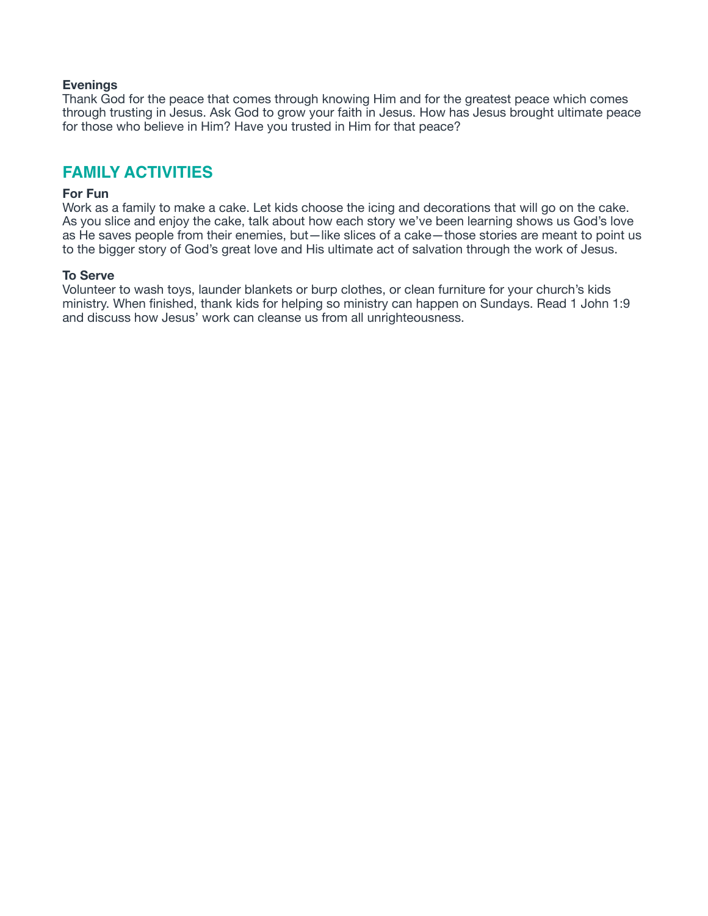**Evenings**
Thank God for the peace that comes through knowing Him and for the greatest peace which comes through trusting in Jesus. Ask God to grow your faith in Jesus. How has Jesus brought ultimate peace for those who believe in Him? Have you trusted in Him for that peace?

## FAMILY ACTIVITIES

**For Fun**
Work as a family to make a cake. Let kids choose the icing and decorations that will go on the cake. As you slice and enjoy the cake, talk about how each story we've been learning shows us God's love as He saves people from their enemies, but—like slices of a cake—those stories are meant to point us to the bigger story of God's great love and His ultimate act of salvation through the work of Jesus.

**To Serve**
Volunteer to wash toys, launder blankets or burp clothes, or clean furniture for your church's kids ministry. When finished, thank kids for helping so ministry can happen on Sundays. Read 1 John 1:9 and discuss how Jesus' work can cleanse us from all unrighteousness.